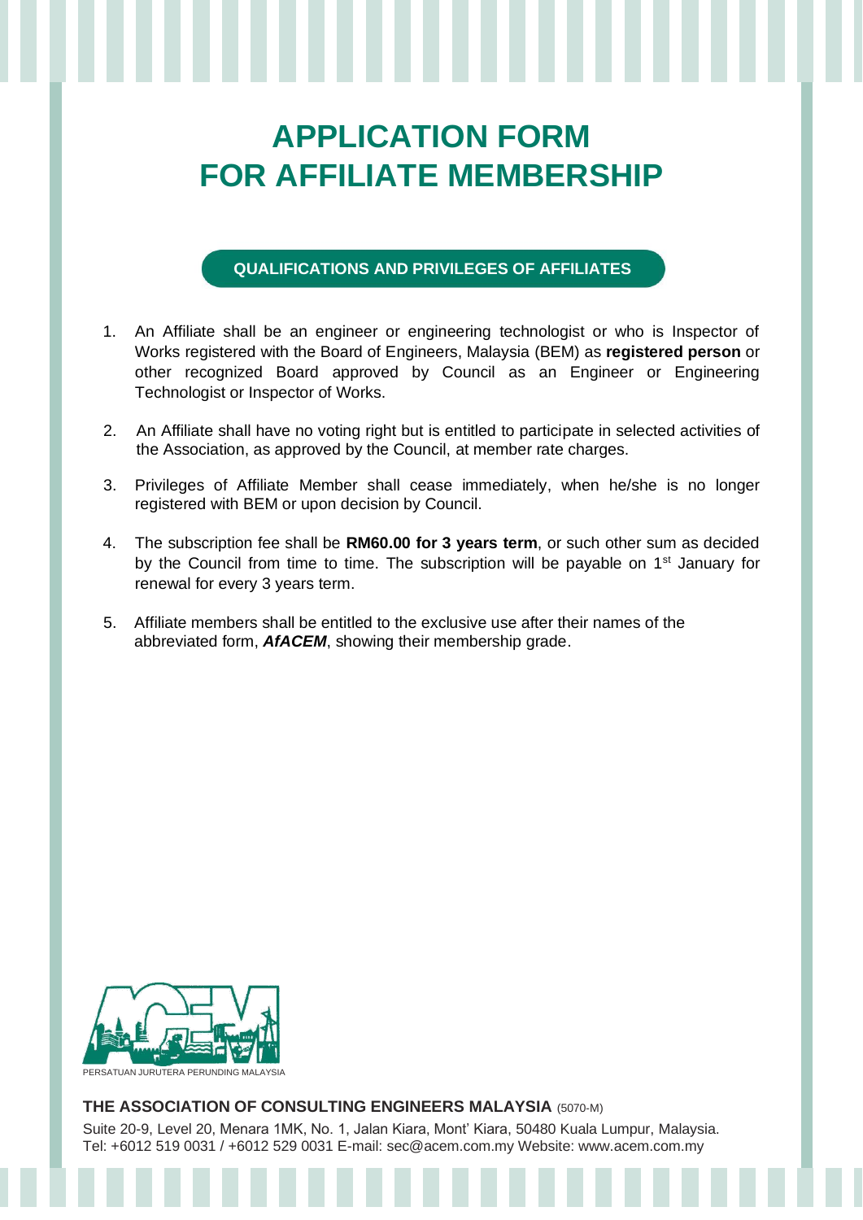# APPLICATION FORM
# FOR AFFILIATE MEMBERSHIP

## QUALIFICATIONS AND PRIVILEGES OF AFFILIATES

1. An Affiliate shall be an engineer or engineering technologist or who is Inspector of Works registered with the Board of Engineers, Malaysia (BEM) as **registered person** or other recognized Board approved by Council as an Engineer or Engineering Technologist or Inspector of Works.

2. An Affiliate shall have no voting right but is entitled to participate in selected activities of the Association, as approved by the Council, at member rate charges.

3. Privileges of Affiliate Member shall cease immediately, when he/she is no longer registered with BEM or upon decision by Council.

4. The subscription fee shall be **RM60.00 for 3 years term**, or such other sum as decided by the Council from time to time. The subscription will be payable on 1st January for renewal for every 3 years term.

5. Affiliate members shall be entitled to the exclusive use after their names of the abbreviated form, ***AfACEM***, showing their membership grade.

PERSATUAN JURUTERA PERUNDING MALAYSIA

**THE ASSOCIATION OF CONSULTING ENGINEERS MALAYSIA** (5070-M)

Suite 20-9, Level 20, Menara 1MK, No. 1, Jalan Kiara, Mont' Kiara, 50480 Kuala Lumpur, Malaysia.
Tel: +6012 519 0031 / +6012 529 0031 E-mail: sec@acem.com.my Website: www.acem.com.my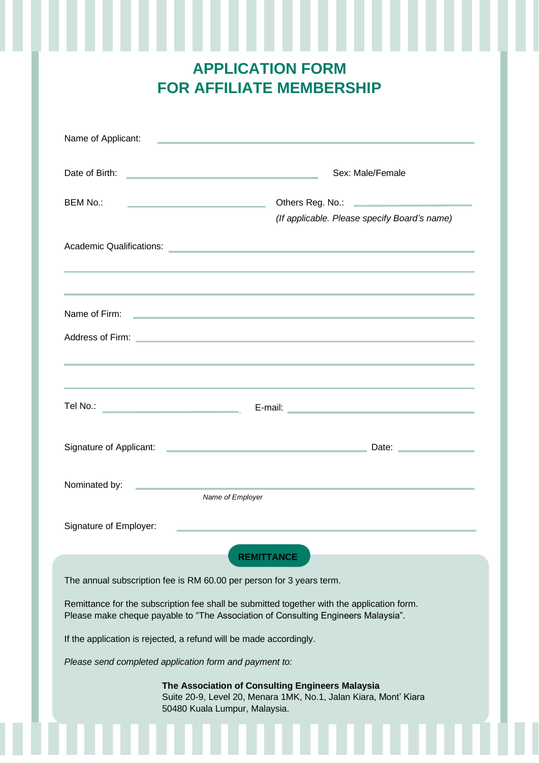# APPLICATION FORM
# FOR AFFILIATE MEMBERSHIP

Name of Applicant: ______________________________

Date of Birth: ______________________ Sex: Male/Female

BEM No.: ______________ Others Reg. No.: ______________
*(If applicable. Please specify Board's name)*

Academic Qualifications: ______________________________

______________________________

______________________________

Name of Firm: ______________________________

Address of Firm: ______________________________

______________________________

______________________________

Tel No.: ______________ E-mail: ______________

Signature of Applicant: ______________________ Date: __________

Nominated by: ______________________________
*Name of Employer*

Signature of Employer: ______________________________

## REMITTANCE

The annual subscription fee is RM 60.00 per person for 3 years term.

Remittance for the subscription fee shall be submitted together with the application form. Please make cheque payable to "The Association of Consulting Engineers Malaysia".

If the application is rejected, a refund will be made accordingly.

*Please send completed application form and payment to:*

**The Association of Consulting Engineers Malaysia**
Suite 20-9, Level 20, Menara 1MK, No.1, Jalan Kiara, Mont' Kiara
50480 Kuala Lumpur, Malaysia.